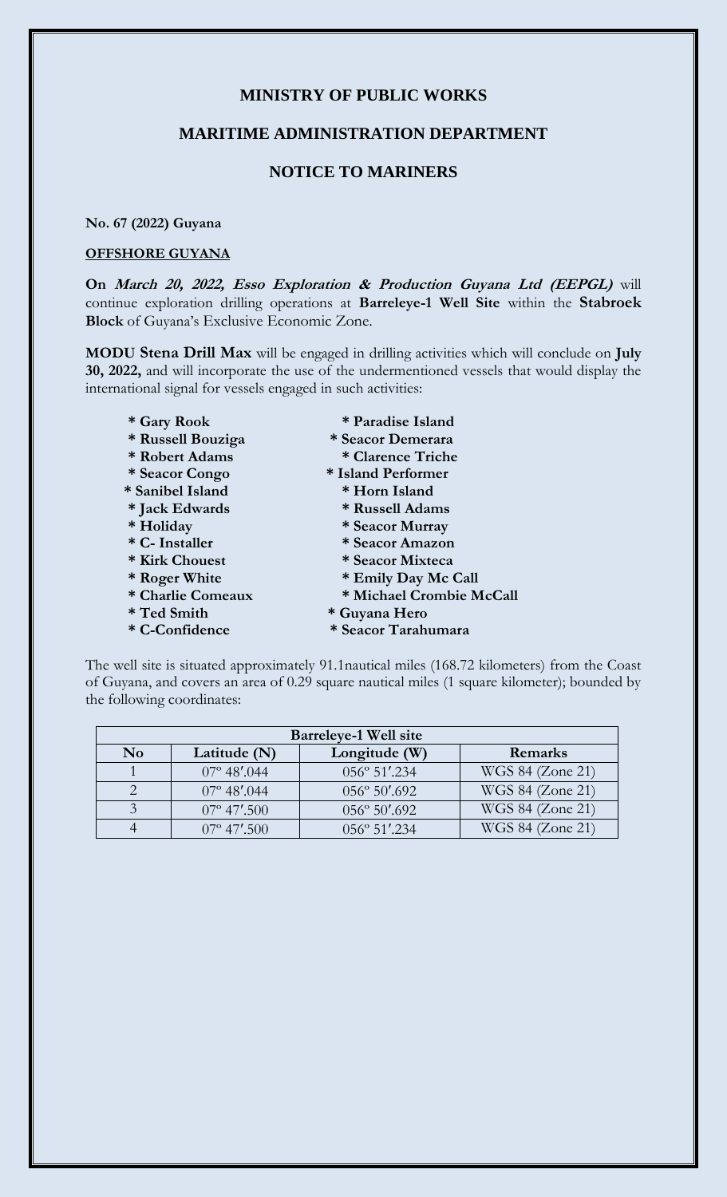**MINISTRY OF PUBLIC WORKS**

**MARITIME ADMINISTRATION DEPARTMENT**

**NOTICE TO MARINERS**

**No. 67 (2022) Guyana**

**OFFSHORE GUYANA**

**On *March 20, 2022, Esso Exploration & Production Guyana Ltd (EEPGL)*** will continue exploration drilling operations at **Barreleye-1 Well Site** within the **Stabroek Block** of Guyana's Exclusive Economic Zone.

**MODU Stena Drill Max** will be engaged in drilling activities which will conclude on **July 30, 2022,** and will incorporate the use of the undermentioned vessels that would display the international signal for vessels engaged in such activities:

- **Gary Rook**
- **Russell Bouziga**
- **Robert Adams**
- **Seacor Congo**
- **Sanibel Island**
- **Jack Edwards**
- **Holiday**
- **C- Installer**
- **Kirk Chouest**
- **Roger White**
- **Charlie Comeaux**
- **Ted Smith**
- **C-Confidence**
- **Paradise Island**
- **Seacor Demerara**
- **Clarence Triche**
- **Island Performer**
- **Horn Island**
- **Russell Adams**
- **Seacor Murray**
- **Seacor Amazon**
- **Seacor Mixteca**
- **Emily Day Mc Call**
- **Michael Crombie McCall**
- **Guyana Hero**
- **Seacor Tarahumara**

The well site is situated approximately 91.1nautical miles (168.72 kilometers) from the Coast of Guyana, and covers an area of 0.29 square nautical miles (1 square kilometer); bounded by the following coordinates:

| **Barreleye-1 Well site** | | | |
|---|---|---|---|
| **No** | **Latitude (N)** | **Longitude (W)** | **Remarks** |
| 1 | 07º 48′.044 | 056º 51′.234 | WGS 84 (Zone 21) |
| 2 | 07º 48′.044 | 056º 50′.692 | WGS 84 (Zone 21) |
| 3 | 07º 47′.500 | 056º 50′.692 | WGS 84 (Zone 21) |
| 4 | 07º 47′.500 | 056º 51′.234 | WGS 84 (Zone 21) |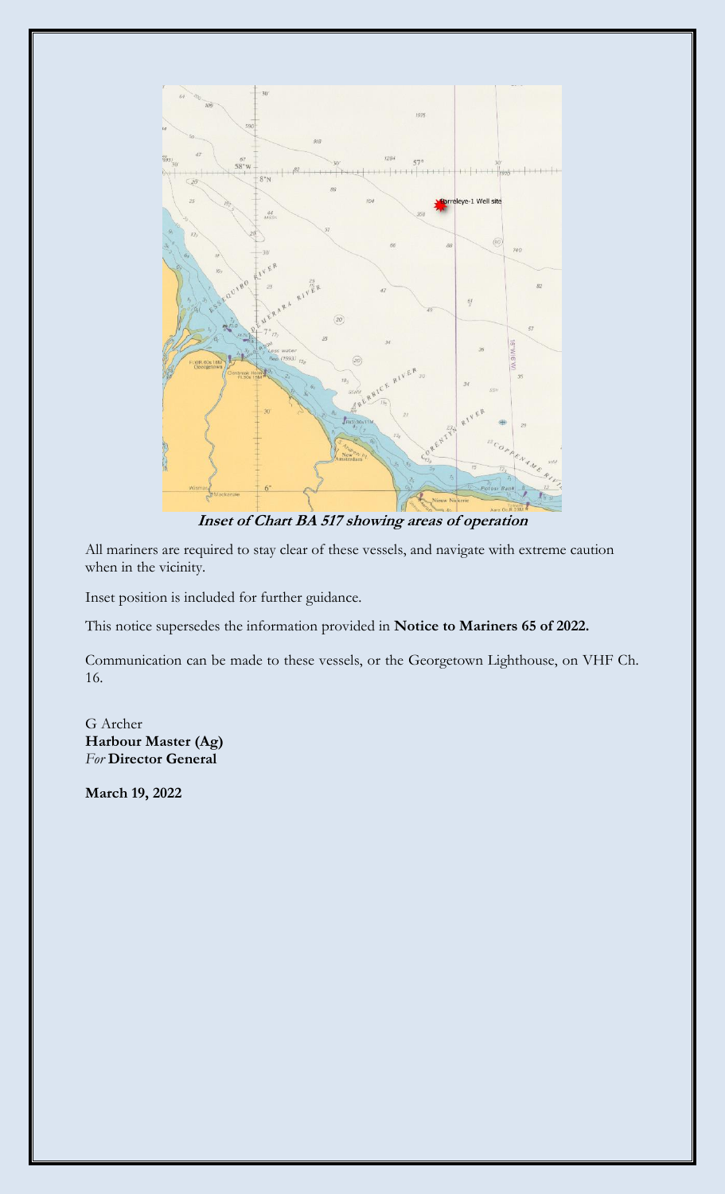**Inset of Chart BA 517 showing areas of operation**

All mariners are required to stay clear of these vessels, and navigate with extreme caution when in the vicinity.

Inset position is included for further guidance.

This notice supersedes the information provided in **Notice to Mariners 65 of 2022.**

Communication can be made to these vessels, or the Georgetown Lighthouse, on VHF Ch. 16.

G Archer
**Harbour Master (Ag)**
*For* **Director General**

**March 19, 2022**